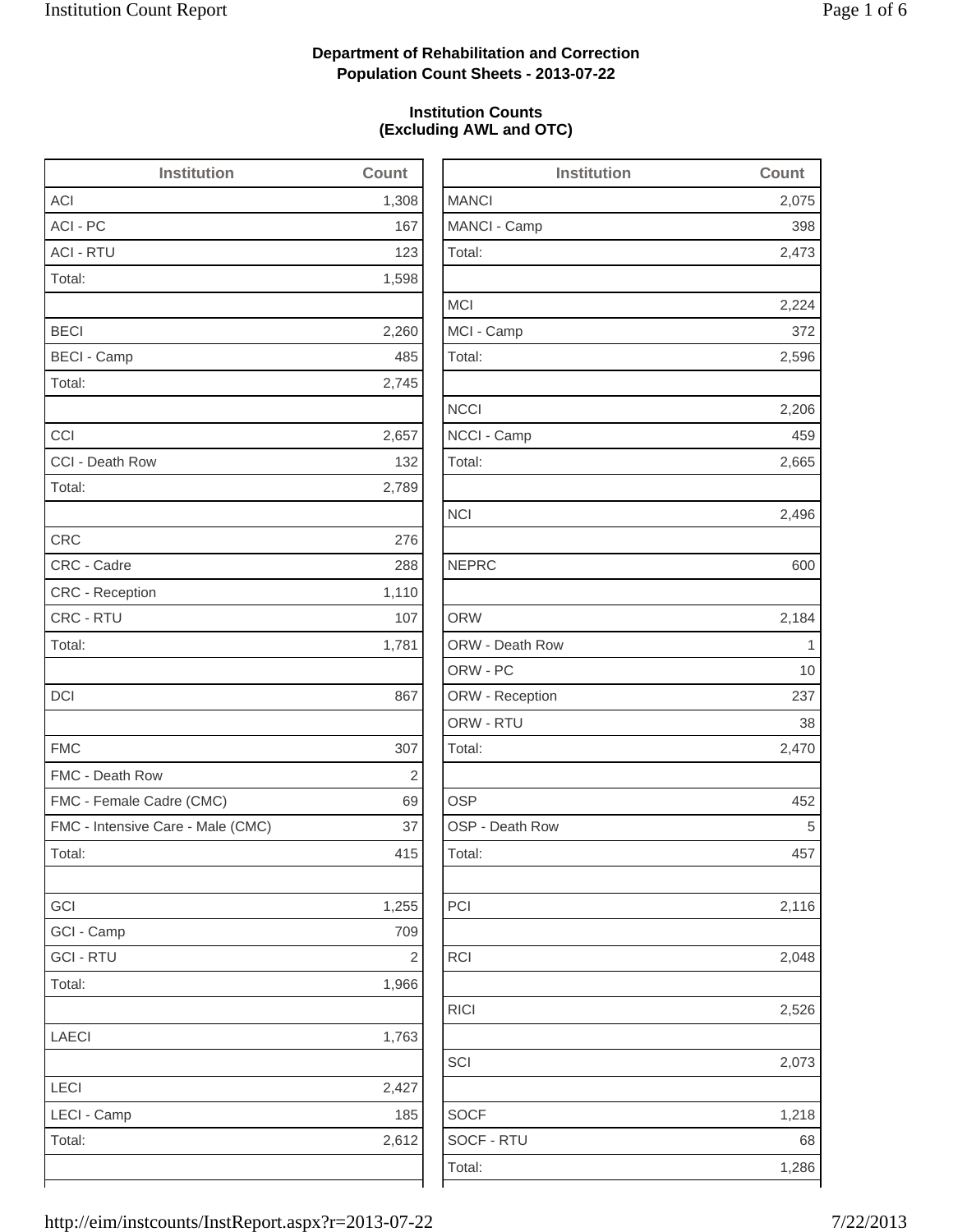**Department of Rehabilitation and Correction**
**Population Count Sheets - 2013-07-22**

**Institution Counts**
**(Excluding AWL and OTC)**

| Institution | Count |
|---|---|
| ACI | 1,308 |
| ACI - PC | 167 |
| ACI - RTU | 123 |
| Total: | 1,598 |
| | |
| BECI | 2,260 |
| BECI - Camp | 485 |
| Total: | 2,745 |
| | |
| CCI | 2,657 |
| CCI - Death Row | 132 |
| Total: | 2,789 |
| | |
| CRC | 276 |
| CRC - Cadre | 288 |
| CRC - Reception | 1,110 |
| CRC - RTU | 107 |
| Total: | 1,781 |
| | |
| DCI | 867 |
| | |
| FMC | 307 |
| FMC - Death Row | 2 |
| FMC - Female Cadre (CMC) | 69 |
| FMC - Intensive Care - Male (CMC) | 37 |
| Total: | 415 |
| | |
| GCI | 1,255 |
| GCI - Camp | 709 |
| GCI - RTU | 2 |
| Total: | 1,966 |
| | |
| LAECI | 1,763 |
| | |
| LECI | 2,427 |
| LECI - Camp | 185 |
| Total: | 2,612 |
| | |

| Institution | Count |
|---|---|
| MANCI | 2,075 |
| MANCI - Camp | 398 |
| Total: | 2,473 |
| | |
| MCI | 2,224 |
| MCI - Camp | 372 |
| Total: | 2,596 |
| | |
| NCCI | 2,206 |
| NCCI - Camp | 459 |
| Total: | 2,665 |
| | |
| NCI | 2,496 |
| | |
| NEPRC | 600 |
| | |
| ORW | 2,184 |
| ORW - Death Row | 1 |
| ORW - PC | 10 |
| ORW - Reception | 237 |
| ORW - RTU | 38 |
| Total: | 2,470 |
| | |
| OSP | 452 |
| OSP - Death Row | 5 |
| Total: | 457 |
| | |
| PCI | 2,116 |
| | |
| RCI | 2,048 |
| | |
| RICI | 2,526 |
| | |
| SCI | 2,073 |
| | |
| SOCF | 1,218 |
| SOCF - RTU | 68 |
| Total: | 1,286 |
| | |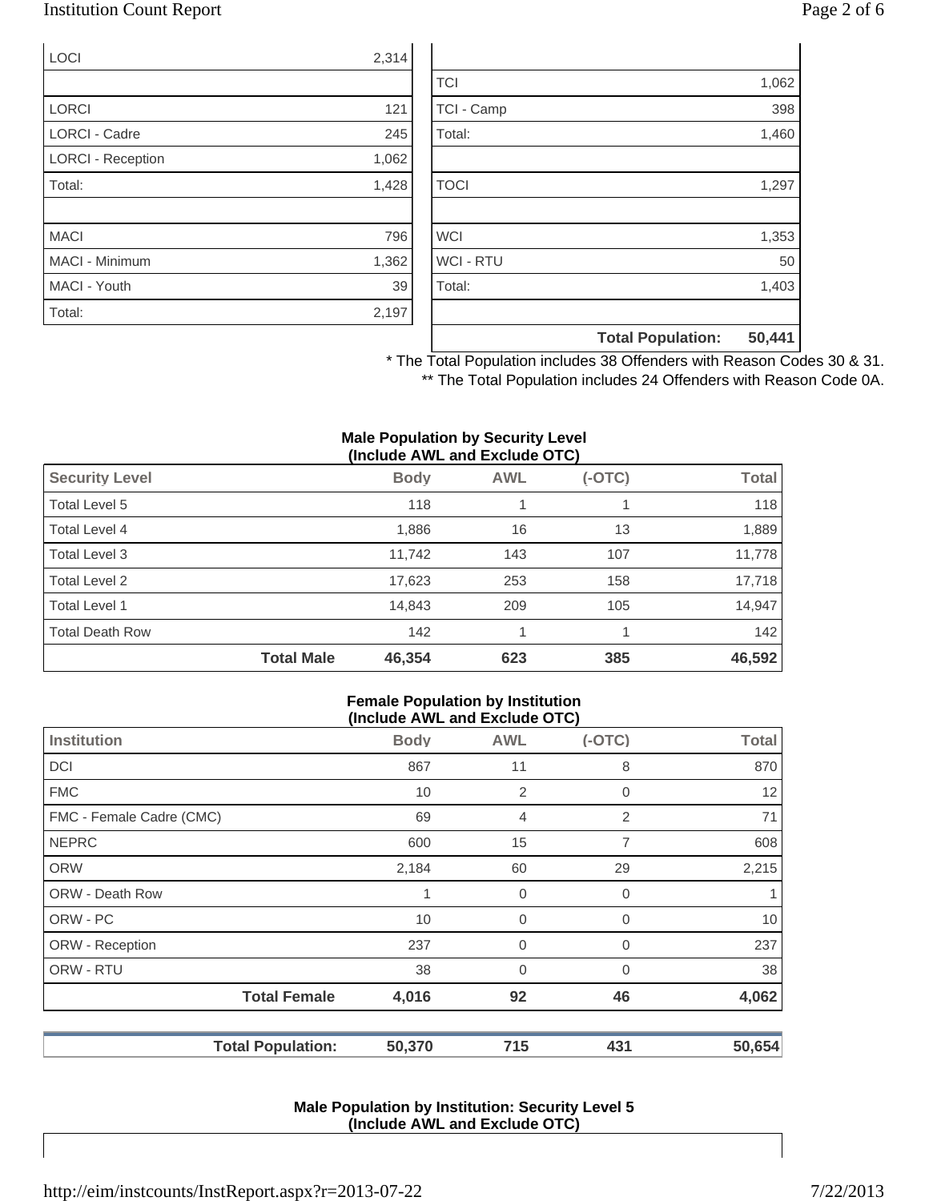| | |
|---|---|
| LOCI | 2,314 |
| | |
| LORCI | 121 |
| LORCI - Cadre | 245 |
| LORCI - Reception | 1,062 |
| Total: | 1,428 |
| | |
| MACI | 796 |
| MACI - Minimum | 1,362 |
| MACI - Youth | 39 |
| Total: | 2,197 |

| | |
|---|---|
| TCI | 1,062 |
| TCI - Camp | 398 |
| Total: | 1,460 |
| | |
| TOCI | 1,297 |
| | |
| WCI | 1,353 |
| WCI - RTU | 50 |
| Total: | 1,403 |
| | |
| **Total Population:** | **50,441** |

\* The Total Population includes 38 Offenders with Reason Codes 30 & 31.

\*\* The Total Population includes 24 Offenders with Reason Code 0A.

**Male Population by Security Level (Include AWL and Exclude OTC)**

| Security Level | Body | AWL | (-OTC) | Total |
|---|---|---|---|---|
| Total Level 5 | 118 | 1 | 1 | 118 |
| Total Level 4 | 1,886 | 16 | 13 | 1,889 |
| Total Level 3 | 11,742 | 143 | 107 | 11,778 |
| Total Level 2 | 17,623 | 253 | 158 | 17,718 |
| Total Level 1 | 14,843 | 209 | 105 | 14,947 |
| Total Death Row | 142 | 1 | 1 | 142 |
| **Total Male** | **46,354** | **623** | **385** | **46,592** |

**Female Population by Institution (Include AWL and Exclude OTC)**

| Institution | Body | AWL | (-OTC) | Total |
|---|---|---|---|---|
| DCI | 867 | 11 | 8 | 870 |
| FMC | 10 | 2 | 0 | 12 |
| FMC - Female Cadre (CMC) | 69 | 4 | 2 | 71 |
| NEPRC | 600 | 15 | 7 | 608 |
| ORW | 2,184 | 60 | 29 | 2,215 |
| ORW - Death Row | 1 | 0 | 0 | 1 |
| ORW - PC | 10 | 0 | 0 | 10 |
| ORW - Reception | 237 | 0 | 0 | 237 |
| ORW - RTU | 38 | 0 | 0 | 38 |
| **Total Female** | **4,016** | **92** | **46** | **4,062** |
| | | | | |
| **Total Population:** | **50,370** | **715** | **431** | **50,654** |

**Male Population by Institution: Security Level 5 (Include AWL and Exclude OTC)**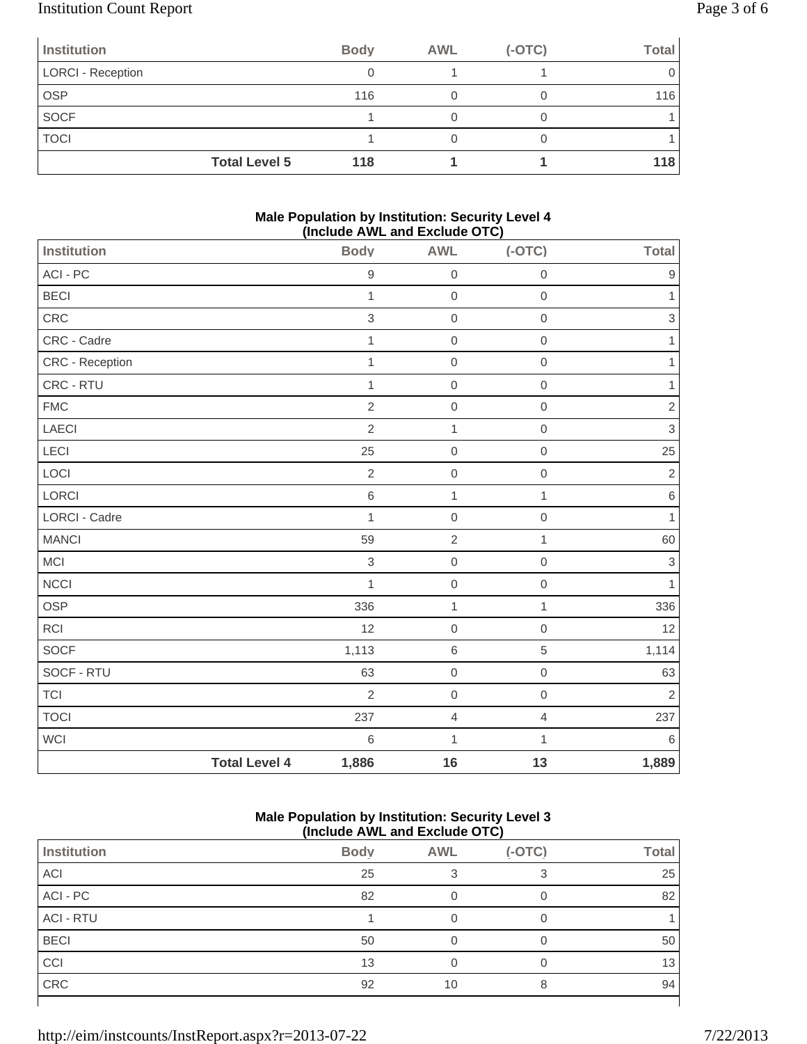| Institution | Body | AWL | (-OTC) | Total |
|---|---|---|---|---|
| LORCI - Reception | 0 | 1 | 1 | 0 |
| OSP | 116 | 0 | 0 | 116 |
| SOCF | 1 | 0 | 0 | 1 |
| TOCI | 1 | 0 | 0 | 1 |
| **Total Level 5** | **118** | **1** | **1** | **118** |

**Male Population by Institution: Security Level 4 (Include AWL and Exclude OTC)**

| Institution | Body | AWL | (-OTC) | Total |
|---|---|---|---|---|
| ACI - PC | 9 | 0 | 0 | 9 |
| BECI | 1 | 0 | 0 | 1 |
| CRC | 3 | 0 | 0 | 3 |
| CRC - Cadre | 1 | 0 | 0 | 1 |
| CRC - Reception | 1 | 0 | 0 | 1 |
| CRC - RTU | 1 | 0 | 0 | 1 |
| FMC | 2 | 0 | 0 | 2 |
| LAECI | 2 | 1 | 0 | 3 |
| LECI | 25 | 0 | 0 | 25 |
| LOCI | 2 | 0 | 0 | 2 |
| LORCI | 6 | 1 | 1 | 6 |
| LORCI - Cadre | 1 | 0 | 0 | 1 |
| MANCI | 59 | 2 | 1 | 60 |
| MCI | 3 | 0 | 0 | 3 |
| NCCI | 1 | 0 | 0 | 1 |
| OSP | 336 | 1 | 1 | 336 |
| RCI | 12 | 0 | 0 | 12 |
| SOCF | 1,113 | 6 | 5 | 1,114 |
| SOCF - RTU | 63 | 0 | 0 | 63 |
| TCI | 2 | 0 | 0 | 2 |
| TOCI | 237 | 4 | 4 | 237 |
| WCI | 6 | 1 | 1 | 6 |
| **Total Level 4** | **1,886** | **16** | **13** | **1,889** |

**Male Population by Institution: Security Level 3 (Include AWL and Exclude OTC)**

| Institution | Body | AWL | (-OTC) | Total |
|---|---|---|---|---|
| ACI | 25 | 3 | 3 | 25 |
| ACI - PC | 82 | 0 | 0 | 82 |
| ACI - RTU | 1 | 0 | 0 | 1 |
| BECI | 50 | 0 | 0 | 50 |
| CCI | 13 | 0 | 0 | 13 |
| CRC | 92 | 10 | 8 | 94 |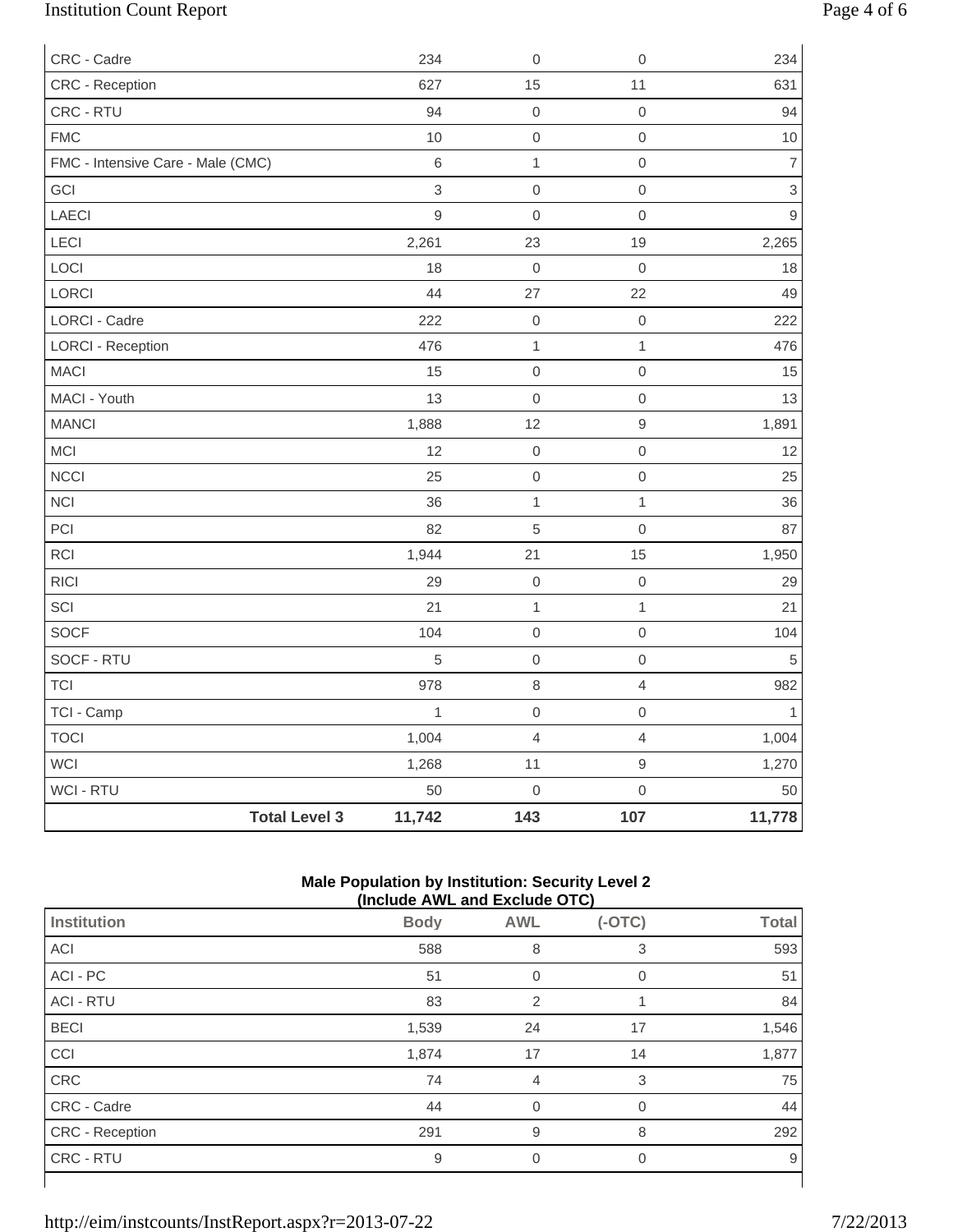| | | | | |
|---|---|---|---|---|
| CRC - Cadre | 234 | 0 | 0 | 234 |
| CRC - Reception | 627 | 15 | 11 | 631 |
| CRC - RTU | 94 | 0 | 0 | 94 |
| FMC | 10 | 0 | 0 | 10 |
| FMC - Intensive Care - Male (CMC) | 6 | 1 | 0 | 7 |
| GCI | 3 | 0 | 0 | 3 |
| LAECI | 9 | 0 | 0 | 9 |
| LECI | 2,261 | 23 | 19 | 2,265 |
| LOCI | 18 | 0 | 0 | 18 |
| LORCI | 44 | 27 | 22 | 49 |
| LORCI - Cadre | 222 | 0 | 0 | 222 |
| LORCI - Reception | 476 | 1 | 1 | 476 |
| MACI | 15 | 0 | 0 | 15 |
| MACI - Youth | 13 | 0 | 0 | 13 |
| MANCI | 1,888 | 12 | 9 | 1,891 |
| MCI | 12 | 0 | 0 | 12 |
| NCCI | 25 | 0 | 0 | 25 |
| NCI | 36 | 1 | 1 | 36 |
| PCI | 82 | 5 | 0 | 87 |
| RCI | 1,944 | 21 | 15 | 1,950 |
| RICI | 29 | 0 | 0 | 29 |
| SCI | 21 | 1 | 1 | 21 |
| SOCF | 104 | 0 | 0 | 104 |
| SOCF - RTU | 5 | 0 | 0 | 5 |
| TCI | 978 | 8 | 4 | 982 |
| TCI - Camp | 1 | 0 | 0 | 1 |
| TOCI | 1,004 | 4 | 4 | 1,004 |
| WCI | 1,268 | 11 | 9 | 1,270 |
| WCI - RTU | 50 | 0 | 0 | 50 |
| **Total Level 3** | **11,742** | **143** | **107** | **11,778** |

**Male Population by Institution: Security Level 2 (Include AWL and Exclude OTC)**

| Institution | Body | AWL | (-OTC) | Total |
|---|---|---|---|---|
| ACI | 588 | 8 | 3 | 593 |
| ACI - PC | 51 | 0 | 0 | 51 |
| ACI - RTU | 83 | 2 | 1 | 84 |
| BECI | 1,539 | 24 | 17 | 1,546 |
| CCI | 1,874 | 17 | 14 | 1,877 |
| CRC | 74 | 4 | 3 | 75 |
| CRC - Cadre | 44 | 0 | 0 | 44 |
| CRC - Reception | 291 | 9 | 8 | 292 |
| CRC - RTU | 9 | 0 | 0 | 9 |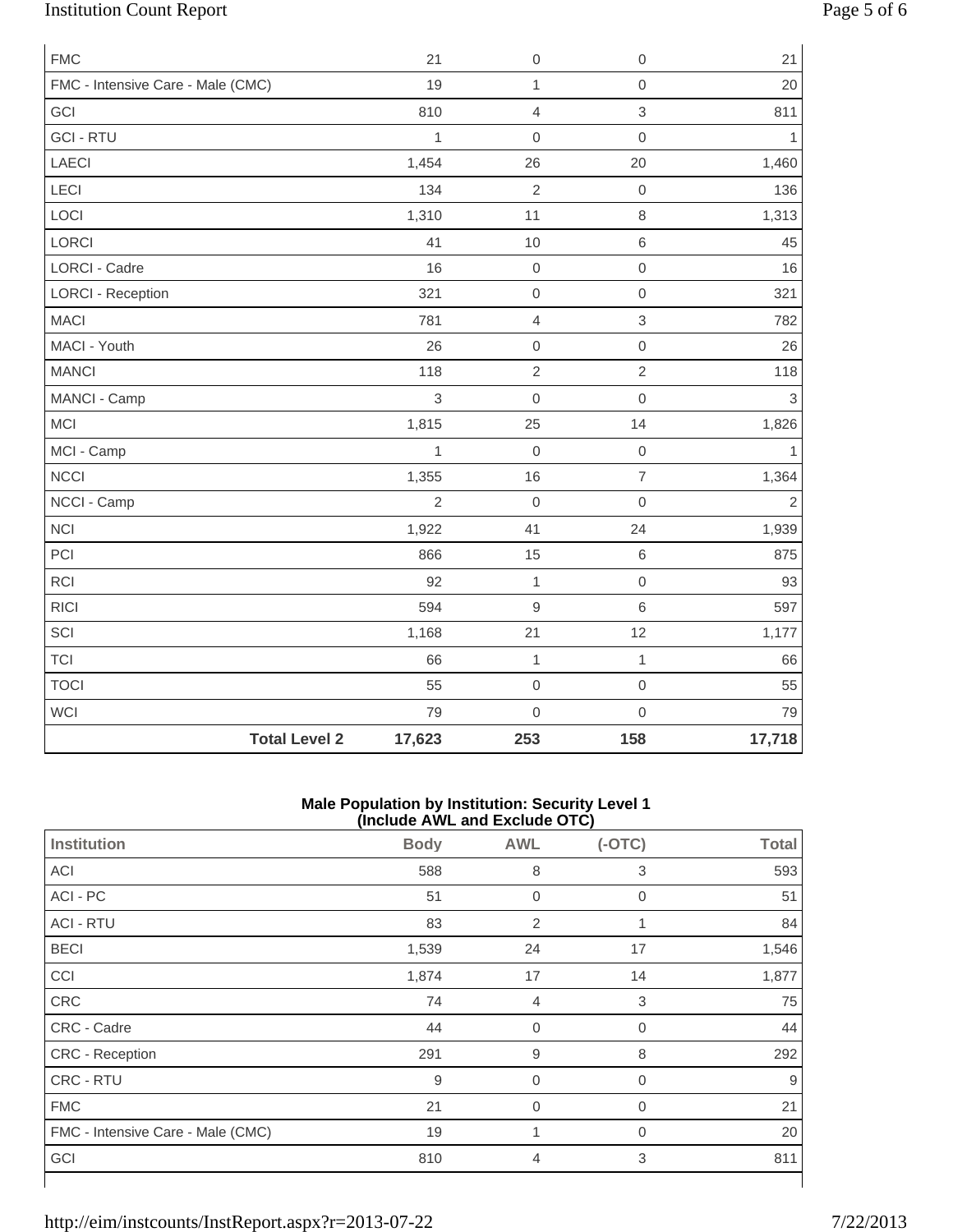| | | | | |
|---|---|---|---|---|
| FMC | 21 | 0 | 0 | 21 |
| FMC - Intensive Care - Male (CMC) | 19 | 1 | 0 | 20 |
| GCI | 810 | 4 | 3 | 811 |
| GCI - RTU | 1 | 0 | 0 | 1 |
| LAECI | 1,454 | 26 | 20 | 1,460 |
| LECI | 134 | 2 | 0 | 136 |
| LOCI | 1,310 | 11 | 8 | 1,313 |
| LORCI | 41 | 10 | 6 | 45 |
| LORCI - Cadre | 16 | 0 | 0 | 16 |
| LORCI - Reception | 321 | 0 | 0 | 321 |
| MACI | 781 | 4 | 3 | 782 |
| MACI - Youth | 26 | 0 | 0 | 26 |
| MANCI | 118 | 2 | 2 | 118 |
| MANCI - Camp | 3 | 0 | 0 | 3 |
| MCI | 1,815 | 25 | 14 | 1,826 |
| MCI - Camp | 1 | 0 | 0 | 1 |
| NCCI | 1,355 | 16 | 7 | 1,364 |
| NCCI - Camp | 2 | 0 | 0 | 2 |
| NCI | 1,922 | 41 | 24 | 1,939 |
| PCI | 866 | 15 | 6 | 875 |
| RCI | 92 | 1 | 0 | 93 |
| RICI | 594 | 9 | 6 | 597 |
| SCI | 1,168 | 21 | 12 | 1,177 |
| TCI | 66 | 1 | 1 | 66 |
| TOCI | 55 | 0 | 0 | 55 |
| WCI | 79 | 0 | 0 | 79 |
| **Total Level 2** | **17,623** | **253** | **158** | **17,718** |

**Male Population by Institution: Security Level 1**
**(Include AWL and Exclude OTC)**

| Institution | Body | AWL | (-OTC) | Total |
|---|---|---|---|---|
| ACI | 588 | 8 | 3 | 593 |
| ACI - PC | 51 | 0 | 0 | 51 |
| ACI - RTU | 83 | 2 | 1 | 84 |
| BECI | 1,539 | 24 | 17 | 1,546 |
| CCI | 1,874 | 17 | 14 | 1,877 |
| CRC | 74 | 4 | 3 | 75 |
| CRC - Cadre | 44 | 0 | 0 | 44 |
| CRC - Reception | 291 | 9 | 8 | 292 |
| CRC - RTU | 9 | 0 | 0 | 9 |
| FMC | 21 | 0 | 0 | 21 |
| FMC - Intensive Care - Male (CMC) | 19 | 1 | 0 | 20 |
| GCI | 810 | 4 | 3 | 811 |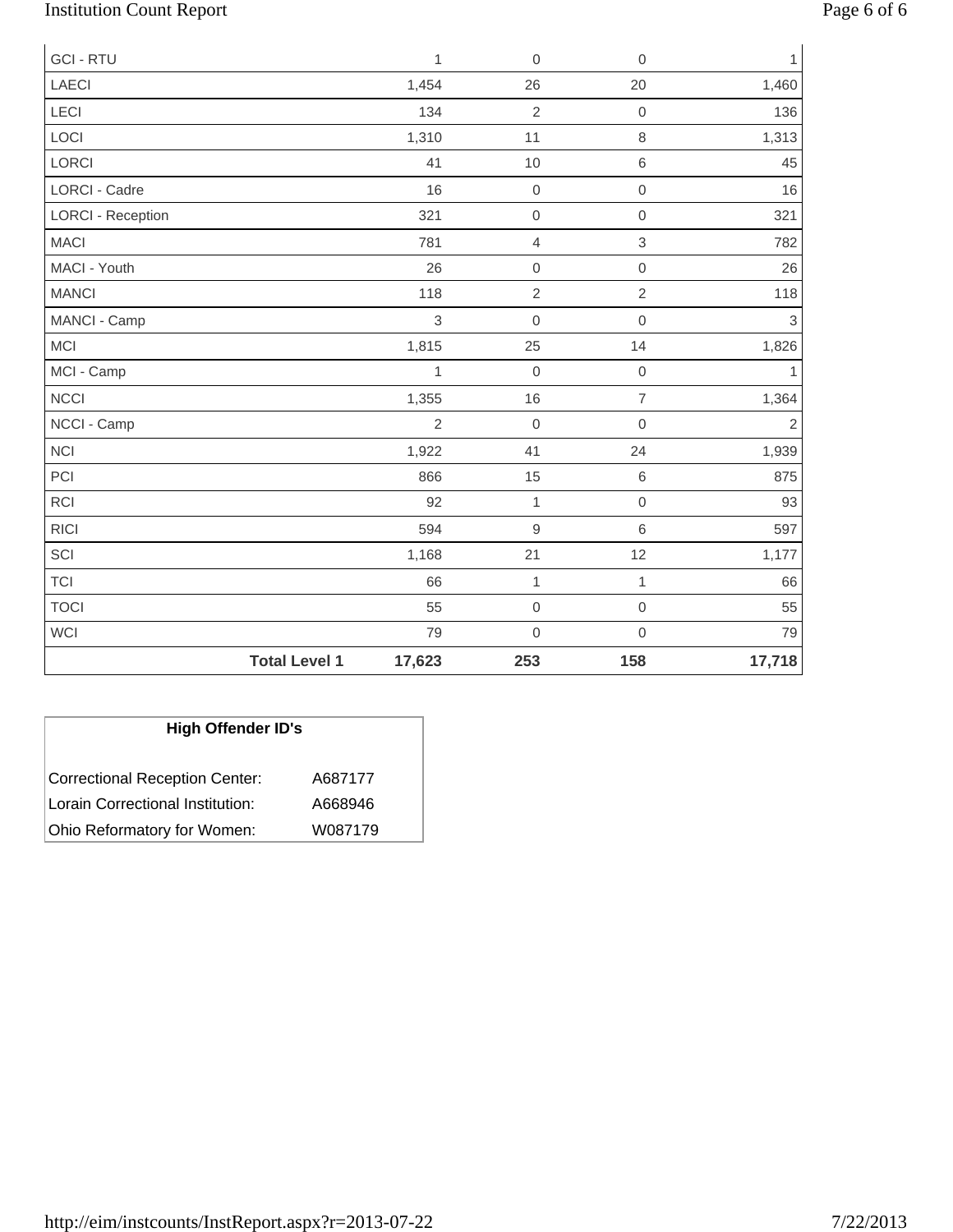| | | | | |
|---|---|---|---|---|
| GCI - RTU | 1 | 0 | 0 | 1 |
| LAECI | 1,454 | 26 | 20 | 1,460 |
| LECI | 134 | 2 | 0 | 136 |
| LOCI | 1,310 | 11 | 8 | 1,313 |
| LORCI | 41 | 10 | 6 | 45 |
| LORCI - Cadre | 16 | 0 | 0 | 16 |
| LORCI - Reception | 321 | 0 | 0 | 321 |
| MACI | 781 | 4 | 3 | 782 |
| MACI - Youth | 26 | 0 | 0 | 26 |
| MANCI | 118 | 2 | 2 | 118 |
| MANCI - Camp | 3 | 0 | 0 | 3 |
| MCI | 1,815 | 25 | 14 | 1,826 |
| MCI - Camp | 1 | 0 | 0 | 1 |
| NCCI | 1,355 | 16 | 7 | 1,364 |
| NCCI - Camp | 2 | 0 | 0 | 2 |
| NCI | 1,922 | 41 | 24 | 1,939 |
| PCI | 866 | 15 | 6 | 875 |
| RCI | 92 | 1 | 0 | 93 |
| RICI | 594 | 9 | 6 | 597 |
| SCI | 1,168 | 21 | 12 | 1,177 |
| TCI | 66 | 1 | 1 | 66 |
| TOCI | 55 | 0 | 0 | 55 |
| WCI | 79 | 0 | 0 | 79 |
| **Total Level 1** | **17,623** | **253** | **158** | **17,718** |

| High Offender ID's | |
|---|---|
| Correctional Reception Center: | A687177 |
| Lorain Correctional Institution: | A668946 |
| Ohio Reformatory for Women: | W087179 |